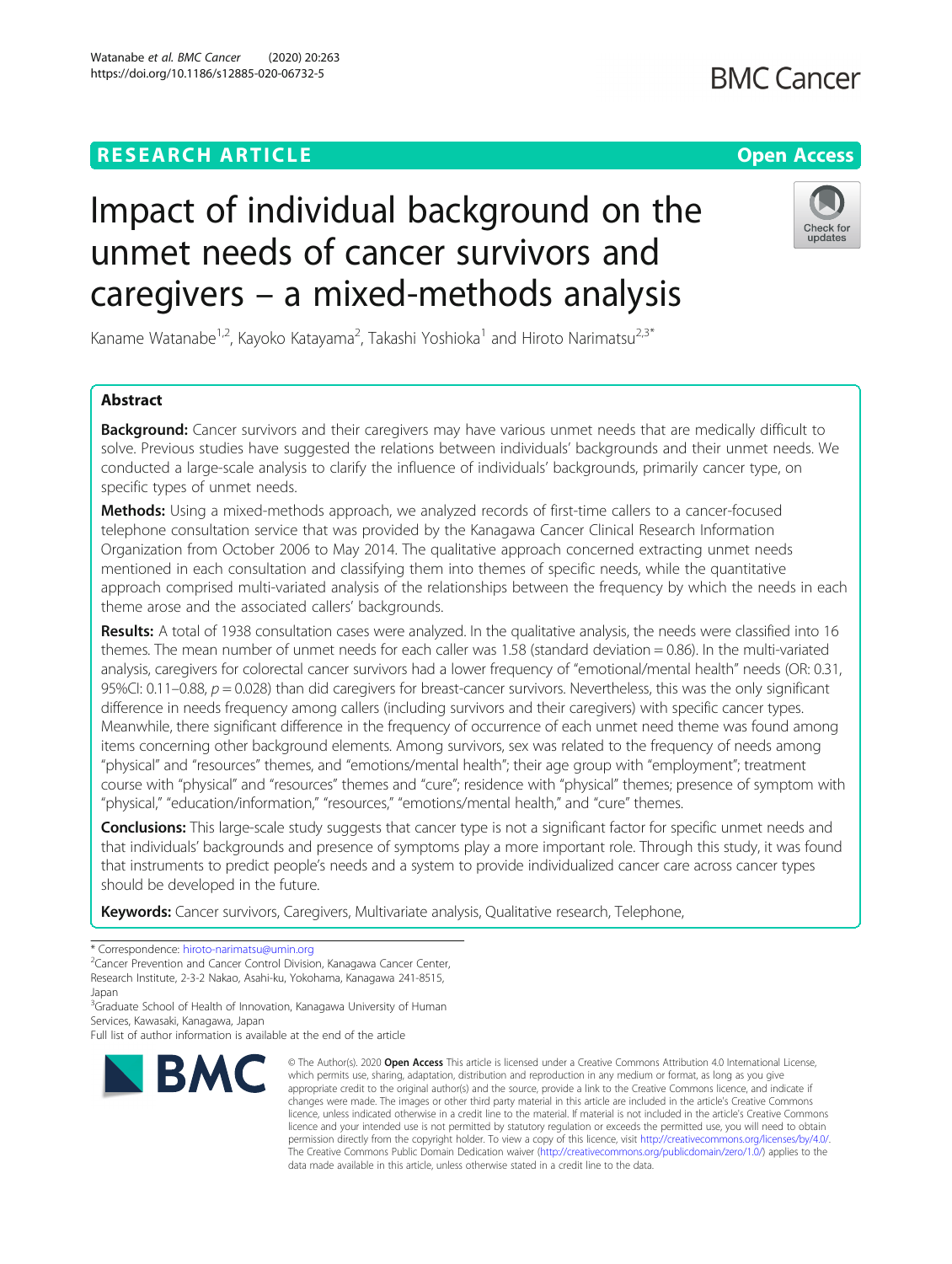RESEARCH ARTICLE

Open Access

# Impact of individual background on the unmet needs of cancer survivors and caregivers – a mixed-methods analysis

Kaname Watanabe[1,2], Kayoko Katayama[2], Takashi Yoshioka[1] and Hiroto Narimatsu[2,3*]

## Abstract

**Background:** Cancer survivors and their caregivers may have various unmet needs that are medically difficult to solve. Previous studies have suggested the relations between individuals' backgrounds and their unmet needs. We conducted a large-scale analysis to clarify the influence of individuals' backgrounds, primarily cancer type, on specific types of unmet needs.

**Methods:** Using a mixed-methods approach, we analyzed records of first-time callers to a cancer-focused telephone consultation service that was provided by the Kanagawa Cancer Clinical Research Information Organization from October 2006 to May 2014. The qualitative approach concerned extracting unmet needs mentioned in each consultation and classifying them into themes of specific needs, while the quantitative approach comprised multi-variated analysis of the relationships between the frequency by which the needs in each theme arose and the associated callers' backgrounds.

**Results:** A total of 1938 consultation cases were analyzed. In the qualitative analysis, the needs were classified into 16 themes. The mean number of unmet needs for each caller was 1.58 (standard deviation = 0.86). In the multi-variated analysis, caregivers for colorectal cancer survivors had a lower frequency of "emotional/mental health" needs (OR: 0.31, 95%CI: 0.11–0.88, $p = 0.028$) than did caregivers for breast-cancer survivors. Nevertheless, this was the only significant difference in needs frequency among callers (including survivors and their caregivers) with specific cancer types. Meanwhile, there significant difference in the frequency of occurrence of each unmet need theme was found among items concerning other background elements. Among survivors, sex was related to the frequency of needs among "physical" and "resources" themes, and "emotions/mental health"; their age group with "employment"; treatment course with "physical" and "cure"; residence with "physical" and "resources" themes and "cure"; presence of symptom with "physical," "education/information," "resources," "emotions/mental health," and "cure" themes.

**Conclusions:** This large-scale study suggests that cancer type is not a significant factor for specific unmet needs and that individuals' backgrounds and presence of symptoms play a more important role. Through this study, it was found that instruments to predict people's needs and a system to provide individualized cancer care across cancer types should be developed in the future.

**Keywords:** Cancer survivors, Caregivers, Multivariate analysis, Qualitative research, Telephone,

\* Correspondence: hiroto-narimatsu@umin.org

[2]Cancer Prevention and Cancer Control Division, Kanagawa Cancer Center, Research Institute, 2-3-2 Nakao, Asahi-ku, Yokohama, Kanagawa 241-8515, Japan

[3]Graduate School of Health of Innovation, Kanagawa University of Human Services, Kawasaki, Kanagawa, Japan

Full list of author information is available at the end of the article

© The Author(s). 2020 **Open Access** This article is licensed under a Creative Commons Attribution 4.0 International License, which permits use, sharing, adaptation, distribution and reproduction in any medium or format, as long as you give appropriate credit to the original author(s) and the source, provide a link to the Creative Commons licence, and indicate if changes were made. The images or other third party material in this article are included in the article's Creative Commons licence, unless indicated otherwise in a credit line to the material. If material is not included in the article's Creative Commons licence and your intended use is not permitted by statutory regulation or exceeds the permitted use, you will need to obtain permission directly from the copyright holder. To view a copy of this licence, visit http://creativecommons.org/licenses/by/4.0/. The Creative Commons Public Domain Dedication waiver (http://creativecommons.org/publicdomain/zero/1.0/) applies to the data made available in this article, unless otherwise stated in a credit line to the data.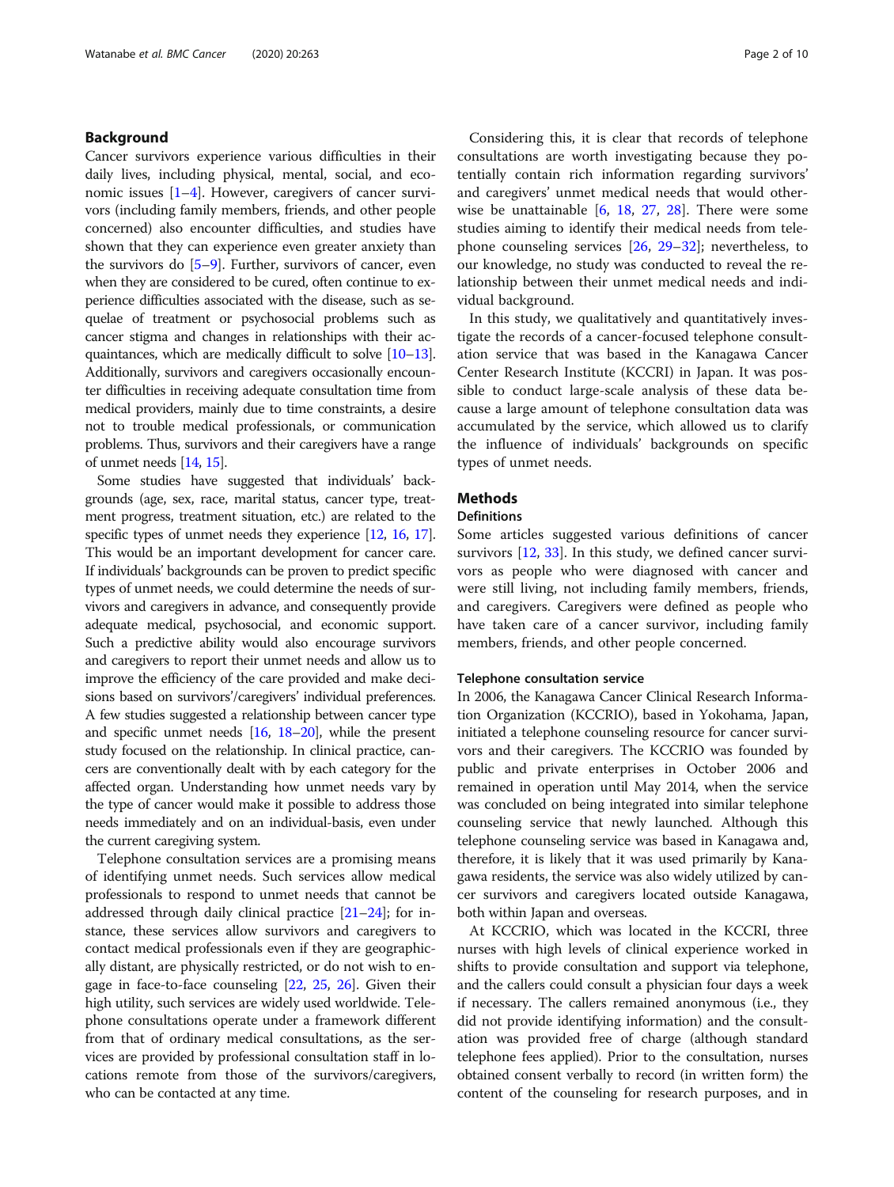## Background

Cancer survivors experience various difficulties in their daily lives, including physical, mental, social, and economic issues [1–4]. However, caregivers of cancer survivors (including family members, friends, and other people concerned) also encounter difficulties, and studies have shown that they can experience even greater anxiety than the survivors do [5–9]. Further, survivors of cancer, even when they are considered to be cured, often continue to experience difficulties associated with the disease, such as sequelae of treatment or psychosocial problems such as cancer stigma and changes in relationships with their acquaintances, which are medically difficult to solve [10–13]. Additionally, survivors and caregivers occasionally encounter difficulties in receiving adequate consultation time from medical providers, mainly due to time constraints, a desire not to trouble medical professionals, or communication problems. Thus, survivors and their caregivers have a range of unmet needs [14, 15].

Some studies have suggested that individuals' backgrounds (age, sex, race, marital status, cancer type, treatment progress, treatment situation, etc.) are related to the specific types of unmet needs they experience [12, 16, 17]. This would be an important development for cancer care. If individuals' backgrounds can be proven to predict specific types of unmet needs, we could determine the needs of survivors and caregivers in advance, and consequently provide adequate medical, psychosocial, and economic support. Such a predictive ability would also encourage survivors and caregivers to report their unmet needs and allow us to improve the efficiency of the care provided and make decisions based on survivors'/caregivers' individual preferences. A few studies suggested a relationship between cancer type and specific unmet needs [16, 18–20], while the present study focused on the relationship. In clinical practice, cancers are conventionally dealt with by each category for the affected organ. Understanding how unmet needs vary by the type of cancer would make it possible to address those needs immediately and on an individual-basis, even under the current caregiving system.

Telephone consultation services are a promising means of identifying unmet needs. Such services allow medical professionals to respond to unmet needs that cannot be addressed through daily clinical practice [21–24]; for instance, these services allow survivors and caregivers to contact medical professionals even if they are geographically distant, are physically restricted, or do not wish to engage in face-to-face counseling [22, 25, 26]. Given their high utility, such services are widely used worldwide. Telephone consultations operate under a framework different from that of ordinary medical consultations, as the services are provided by professional consultation staff in locations remote from those of the survivors/caregivers, who can be contacted at any time.

Considering this, it is clear that records of telephone consultations are worth investigating because they potentially contain rich information regarding survivors' and caregivers' unmet medical needs that would otherwise be unattainable [6, 18, 27, 28]. There were some studies aiming to identify their medical needs from telephone counseling services [26, 29–32]; nevertheless, to our knowledge, no study was conducted to reveal the relationship between their unmet medical needs and individual background.

In this study, we qualitatively and quantitatively investigate the records of a cancer-focused telephone consultation service that was based in the Kanagawa Cancer Center Research Institute (KCCRI) in Japan. It was possible to conduct large-scale analysis of these data because a large amount of telephone consultation data was accumulated by the service, which allowed us to clarify the influence of individuals' backgrounds on specific types of unmet needs.

## Methods

### Definitions

Some articles suggested various definitions of cancer survivors [12, 33]. In this study, we defined cancer survivors as people who were diagnosed with cancer and were still living, not including family members, friends, and caregivers. Caregivers were defined as people who have taken care of a cancer survivor, including family members, friends, and other people concerned.

### Telephone consultation service

In 2006, the Kanagawa Cancer Clinical Research Information Organization (KCCRIO), based in Yokohama, Japan, initiated a telephone counseling resource for cancer survivors and their caregivers. The KCCRIO was founded by public and private enterprises in October 2006 and remained in operation until May 2014, when the service was concluded on being integrated into similar telephone counseling service that newly launched. Although this telephone counseling service was based in Kanagawa and, therefore, it is likely that it was used primarily by Kanagawa residents, the service was also widely utilized by cancer survivors and caregivers located outside Kanagawa, both within Japan and overseas.

At KCCRIO, which was located in the KCCRI, three nurses with high levels of clinical experience worked in shifts to provide consultation and support via telephone, and the callers could consult a physician four days a week if necessary. The callers remained anonymous (i.e., they did not provide identifying information) and the consultation was provided free of charge (although standard telephone fees applied). Prior to the consultation, nurses obtained consent verbally to record (in written form) the content of the counseling for research purposes, and in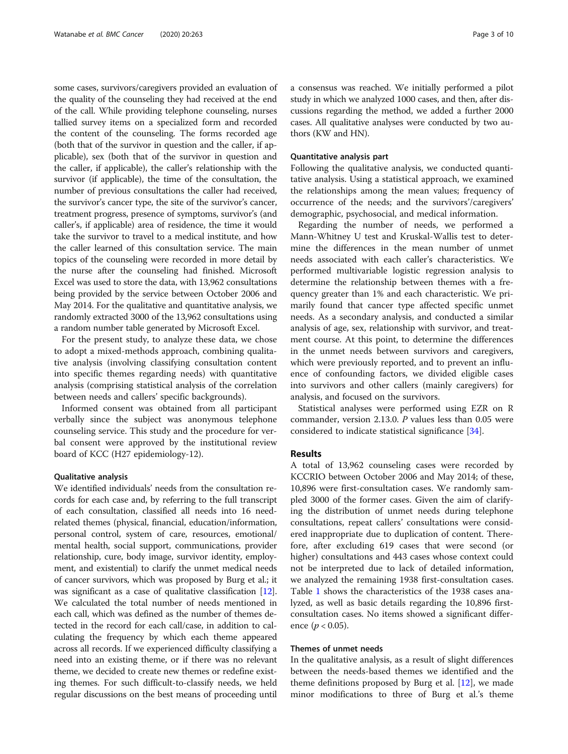some cases, survivors/caregivers provided an evaluation of the quality of the counseling they had received at the end of the call. While providing telephone counseling, nurses tallied survey items on a specialized form and recorded the content of the counseling. The forms recorded age (both that of the survivor in question and the caller, if applicable), sex (both that of the survivor in question and the caller, if applicable), the caller's relationship with the survivor (if applicable), the time of the consultation, the number of previous consultations the caller had received, the survivor's cancer type, the site of the survivor's cancer, treatment progress, presence of symptoms, survivor's (and caller's, if applicable) area of residence, the time it would take the survivor to travel to a medical institute, and how the caller learned of this consultation service. The main topics of the counseling were recorded in more detail by the nurse after the counseling had finished. Microsoft Excel was used to store the data, with 13,962 consultations being provided by the service between October 2006 and May 2014. For the qualitative and quantitative analysis, we randomly extracted 3000 of the 13,962 consultations using a random number table generated by Microsoft Excel.

For the present study, to analyze these data, we chose to adopt a mixed-methods approach, combining qualitative analysis (involving classifying consultation content into specific themes regarding needs) with quantitative analysis (comprising statistical analysis of the correlation between needs and callers' specific backgrounds).

Informed consent was obtained from all participant verbally since the subject was anonymous telephone counseling service. This study and the procedure for verbal consent were approved by the institutional review board of KCC (H27 epidemiology-12).

### Qualitative analysis

We identified individuals' needs from the consultation records for each case and, by referring to the full transcript of each consultation, classified all needs into 16 need-related themes (physical, financial, education/information, personal control, system of care, resources, emotional/mental health, social support, communications, provider relationship, cure, body image, survivor identity, employment, and existential) to clarify the unmet medical needs of cancer survivors, which was proposed by Burg et al.; it was significant as a case of qualitative classification [12]. We calculated the total number of needs mentioned in each call, which was defined as the number of themes detected in the record for each call/case, in addition to calculating the frequency by which each theme appeared across all records. If we experienced difficulty classifying a need into an existing theme, or if there was no relevant theme, we decided to create new themes or redefine existing themes. For such difficult-to-classify needs, we held regular discussions on the best means of proceeding until a consensus was reached. We initially performed a pilot study in which we analyzed 1000 cases, and then, after discussions regarding the method, we added a further 2000 cases. All qualitative analyses were conducted by two authors (KW and HN).

### Quantitative analysis part

Following the qualitative analysis, we conducted quantitative analysis. Using a statistical approach, we examined the relationships among the mean values; frequency of occurrence of the needs; and the survivors'/caregivers' demographic, psychosocial, and medical information.

Regarding the number of needs, we performed a Mann-Whitney U test and Kruskal-Wallis test to determine the differences in the mean number of unmet needs associated with each caller's characteristics. We performed multivariable logistic regression analysis to determine the relationship between themes with a frequency greater than 1% and each characteristic. We primarily found that cancer type affected specific unmet needs. As a secondary analysis, and conducted a similar analysis of age, sex, relationship with survivor, and treatment course. At this point, to determine the differences in the unmet needs between survivors and caregivers, which were previously reported, and to prevent an influence of confounding factors, we divided eligible cases into survivors and other callers (mainly caregivers) for analysis, and focused on the survivors.

Statistical analyses were performed using EZR on R commander, version 2.13.0. *P* values less than 0.05 were considered to indicate statistical significance [34].

## Results

A total of 13,962 counseling cases were recorded by KCCRIO between October 2006 and May 2014; of these, 10,896 were first-consultation cases. We randomly sampled 3000 of the former cases. Given the aim of clarifying the distribution of unmet needs during telephone consultations, repeat callers' consultations were considered inappropriate due to duplication of content. Therefore, after excluding 619 cases that were second (or higher) consultations and 443 cases whose context could not be interpreted due to lack of detailed information, we analyzed the remaining 1938 first-consultation cases. Table 1 shows the characteristics of the 1938 cases analyzed, as well as basic details regarding the 10,896 first-consultation cases. No items showed a significant difference ($p < 0.05$).

### Themes of unmet needs

In the qualitative analysis, as a result of slight differences between the needs-based themes we identified and the theme definitions proposed by Burg et al. [12], we made minor modifications to three of Burg et al.'s theme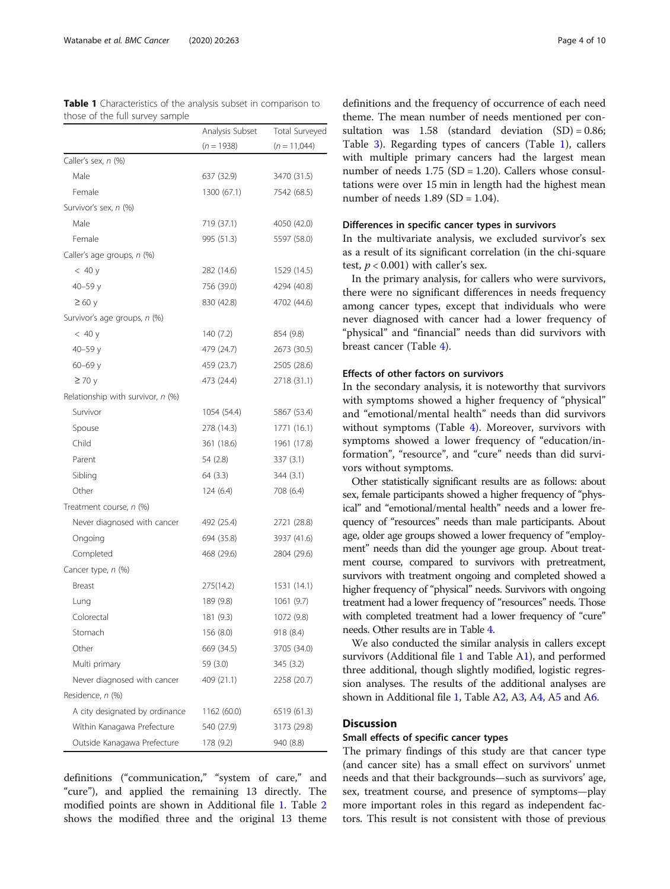**Table 1** Characteristics of the analysis subset in comparison to those of the full survey sample

| | Analysis Subset ($n$ = 1938) | Total Surveyed ($n$ = 11,044) |
|---|---|---|
| Caller's sex, *n* (%) | | |
| Male | 637 (32.9) | 3470 (31.5) |
| Female | 1300 (67.1) | 7542 (68.5) |
| Survivor's sex, *n* (%) | | |
| Male | 719 (37.1) | 4050 (42.0) |
| Female | 995 (51.3) | 5597 (58.0) |
| Caller's age groups, *n* (%) | | |
| < 40 y | 282 (14.6) | 1529 (14.5) |
| 40–59 y | 756 (39.0) | 4294 (40.8) |
| ≥ 60 y | 830 (42.8) | 4702 (44.6) |
| Survivor's age groups, *n* (%) | | |
| < 40 y | 140 (7.2) | 854 (9.8) |
| 40–59 y | 479 (24.7) | 2673 (30.5) |
| 60–69 y | 459 (23.7) | 2505 (28.6) |
| ≥ 70 y | 473 (24.4) | 2718 (31.1) |
| Relationship with survivor, *n* (%) | | |
| Survivor | 1054 (54.4) | 5867 (53.4) |
| Spouse | 278 (14.3) | 1771 (16.1) |
| Child | 361 (18.6) | 1961 (17.8) |
| Parent | 54 (2.8) | 337 (3.1) |
| Sibling | 64 (3.3) | 344 (3.1) |
| Other | 124 (6.4) | 708 (6.4) |
| Treatment course, *n* (%) | | |
| Never diagnosed with cancer | 492 (25.4) | 2721 (28.8) |
| Ongoing | 694 (35.8) | 3937 (41.6) |
| Completed | 468 (29.6) | 2804 (29.6) |
| Cancer type, *n* (%) | | |
| Breast | 275(14.2) | 1531 (14.1) |
| Lung | 189 (9.8) | 1061 (9.7) |
| Colorectal | 181 (9.3) | 1072 (9.8) |
| Stomach | 156 (8.0) | 918 (8.4) |
| Other | 669 (34.5) | 3705 (34.0) |
| Multi primary | 59 (3.0) | 345 (3.2) |
| Never diagnosed with cancer | 409 (21.1) | 2258 (20.7) |
| Residence, *n* (%) | | |
| A city designated by ordinance | 1162 (60.0) | 6519 (61.3) |
| Within Kanagawa Prefecture | 540 (27.9) | 3173 (29.8) |
| Outside Kanagawa Prefecture | 178 (9.2) | 940 (8.8) |

definitions ("communication," "system of care," and "cure"), and applied the remaining 13 directly. The modified points are shown in Additional file 1. Table 2 shows the modified three and the original 13 theme definitions and the frequency of occurrence of each need theme. The mean number of needs mentioned per consultation was 1.58 (standard deviation (SD) = 0.86; Table 3). Regarding types of cancers (Table 1), callers with multiple primary cancers had the largest mean number of needs 1.75 (SD = 1.20). Callers whose consultations were over 15 min in length had the highest mean number of needs 1.89 (SD = 1.04).

### Differences in specific cancer types in survivors

In the multivariate analysis, we excluded survivor's sex as a result of its significant correlation (in the chi-square test, $p < 0.001$) with caller's sex.

In the primary analysis, for callers who were survivors, there were no significant differences in needs frequency among cancer types, except that individuals who were never diagnosed with cancer had a lower frequency of "physical" and "financial" needs than did survivors with breast cancer (Table 4).

### Effects of other factors on survivors

In the secondary analysis, it is noteworthy that survivors with symptoms showed a higher frequency of "physical" and "emotional/mental health" needs than did survivors without symptoms (Table 4). Moreover, survivors with symptoms showed a lower frequency of "education/information", "resource", and "cure" needs than did survivors without symptoms.

Other statistically significant results are as follows: about sex, female participants showed a higher frequency of "physical" and "emotional/mental health" needs and a lower frequency of "resources" needs than male participants. About age, older age groups showed a lower frequency of "employment" needs than did the younger age group. About treatment course, compared to survivors with pretreatment, survivors with treatment ongoing and completed showed a higher frequency of "physical" needs. Survivors with ongoing treatment had a lower frequency of "resources" needs. Those with completed treatment had a lower frequency of "cure" needs. Other results are in Table 4.

We also conducted the similar analysis in callers except survivors (Additional file 1 and Table A1), and performed three additional, though slightly modified, logistic regression analyses. The results of the additional analyses are shown in Additional file 1, Table A2, A3, A4, A5 and A6.

## Discussion

### Small effects of specific cancer types

The primary findings of this study are that cancer type (and cancer site) has a small effect on survivors' unmet needs and that their backgrounds—such as survivors' age, sex, treatment course, and presence of symptoms—play more important roles in this regard as independent factors. This result is not consistent with those of previous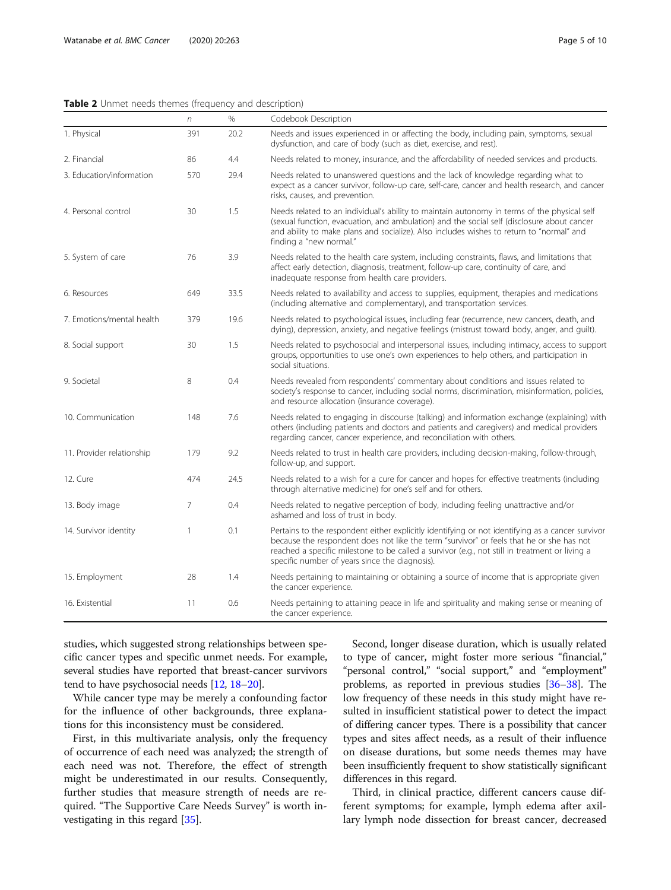**Table 2** Unmet needs themes (frequency and description)

| | *n* | % | Codebook Description |
|---|---|---|---|
| 1. Physical | 391 | 20.2 | Needs and issues experienced in or affecting the body, including pain, symptoms, sexual dysfunction, and care of body (such as diet, exercise, and rest). |
| 2. Financial | 86 | 4.4 | Needs related to money, insurance, and the affordability of needed services and products. |
| 3. Education/information | 570 | 29.4 | Needs related to unanswered questions and the lack of knowledge regarding what to expect as a cancer survivor, follow-up care, self-care, cancer and health research, and cancer risks, causes, and prevention. |
| 4. Personal control | 30 | 1.5 | Needs related to an individual's ability to maintain autonomy in terms of the physical self (sexual function, evacuation, and ambulation) and the social self (disclosure about cancer and ability to make plans and socialize). Also includes wishes to return to "normal" and finding a "new normal." |
| 5. System of care | 76 | 3.9 | Needs related to the health care system, including constraints, flaws, and limitations that affect early detection, diagnosis, treatment, follow-up care, continuity of care, and inadequate response from health care providers. |
| 6. Resources | 649 | 33.5 | Needs related to availability and access to supplies, equipment, therapies and medications (including alternative and complementary), and transportation services. |
| 7. Emotions/mental health | 379 | 19.6 | Needs related to psychological issues, including fear (recurrence, new cancers, death, and dying), depression, anxiety, and negative feelings (mistrust toward body, anger, and guilt). |
| 8. Social support | 30 | 1.5 | Needs related to psychosocial and interpersonal issues, including intimacy, access to support groups, opportunities to use one's own experiences to help others, and participation in social situations. |
| 9. Societal | 8 | 0.4 | Needs revealed from respondents' commentary about conditions and issues related to society's response to cancer, including social norms, discrimination, misinformation, policies, and resource allocation (insurance coverage). |
| 10. Communication | 148 | 7.6 | Needs related to engaging in discourse (talking) and information exchange (explaining) with others (including patients and doctors and patients and caregivers) and medical providers regarding cancer, cancer experience, and reconciliation with others. |
| 11. Provider relationship | 179 | 9.2 | Needs related to trust in health care providers, including decision-making, follow-through, follow-up, and support. |
| 12. Cure | 474 | 24.5 | Needs related to a wish for a cure for cancer and hopes for effective treatments (including through alternative medicine) for one's self and for others. |
| 13. Body image | 7 | 0.4 | Needs related to negative perception of body, including feeling unattractive and/or ashamed and loss of trust in body. |
| 14. Survivor identity | 1 | 0.1 | Pertains to the respondent either explicitly identifying or not identifying as a cancer survivor because the respondent does not like the term "survivor" or feels that he or she has not reached a specific milestone to be called a survivor (e.g., not still in treatment or living a specific number of years since the diagnosis). |
| 15. Employment | 28 | 1.4 | Needs pertaining to maintaining or obtaining a source of income that is appropriate given the cancer experience. |
| 16. Existential | 11 | 0.6 | Needs pertaining to attaining peace in life and spirituality and making sense or meaning of the cancer experience. |

studies, which suggested strong relationships between specific cancer types and specific unmet needs. For example, several studies have reported that breast-cancer survivors tend to have psychosocial needs [12, 18–20].

While cancer type may be merely a confounding factor for the influence of other backgrounds, three explanations for this inconsistency must be considered.

First, in this multivariate analysis, only the frequency of occurrence of each need was analyzed; the strength of each need was not. Therefore, the effect of strength might be underestimated in our results. Consequently, further studies that measure strength of needs are required. "The Supportive Care Needs Survey" is worth investigating in this regard [35].

Second, longer disease duration, which is usually related to type of cancer, might foster more serious "financial," "personal control," "social support," and "employment" problems, as reported in previous studies [36–38]. The low frequency of these needs in this study might have resulted in insufficient statistical power to detect the impact of differing cancer types. There is a possibility that cancer types and sites affect needs, as a result of their influence on disease durations, but some needs themes may have been insufficiently frequent to show statistically significant differences in this regard.

Third, in clinical practice, different cancers cause different symptoms; for example, lymph edema after axillary lymph node dissection for breast cancer, decreased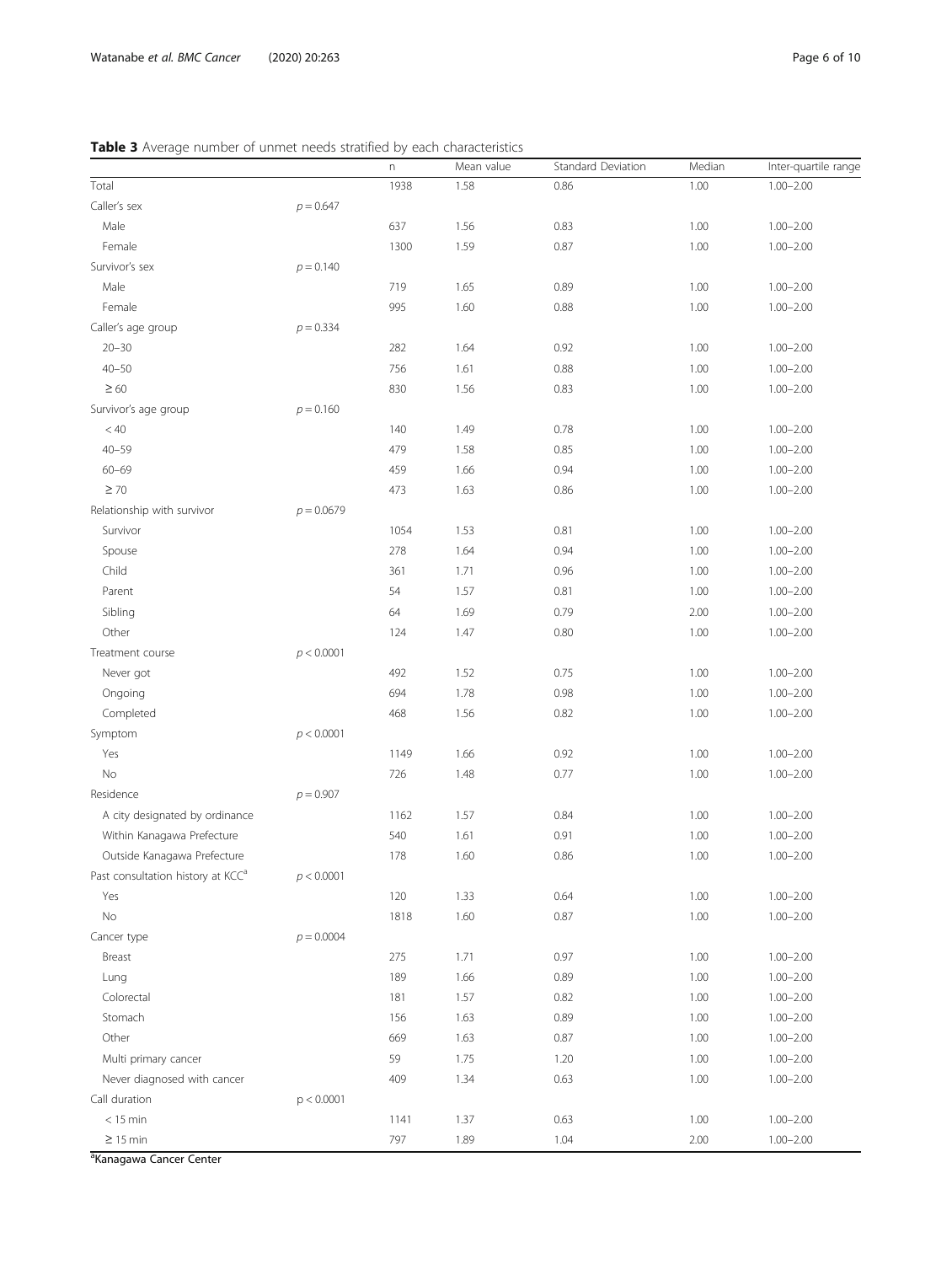**Table 3** Average number of unmet needs stratified by each characteristics

| | | n | Mean value | Standard Deviation | Median | Inter-quartile range |
|---|---|---|---|---|---|---|
| Total | | 1938 | 1.58 | 0.86 | 1.00 | 1.00–2.00 |
| Caller's sex | $p = 0.647$ | | | | | |
| Male | | 637 | 1.56 | 0.83 | 1.00 | 1.00–2.00 |
| Female | | 1300 | 1.59 | 0.87 | 1.00 | 1.00–2.00 |
| Survivor's sex | $p = 0.140$ | | | | | |
| Male | | 719 | 1.65 | 0.89 | 1.00 | 1.00–2.00 |
| Female | | 995 | 1.60 | 0.88 | 1.00 | 1.00–2.00 |
| Caller's age group | $p = 0.334$ | | | | | |
| 20–30 | | 282 | 1.64 | 0.92 | 1.00 | 1.00–2.00 |
| 40–50 | | 756 | 1.61 | 0.88 | 1.00 | 1.00–2.00 |
| ≥ 60 | | 830 | 1.56 | 0.83 | 1.00 | 1.00–2.00 |
| Survivor's age group | $p = 0.160$ | | | | | |
| < 40 | | 140 | 1.49 | 0.78 | 1.00 | 1.00–2.00 |
| 40–59 | | 479 | 1.58 | 0.85 | 1.00 | 1.00–2.00 |
| 60–69 | | 459 | 1.66 | 0.94 | 1.00 | 1.00–2.00 |
| ≥ 70 | | 473 | 1.63 | 0.86 | 1.00 | 1.00–2.00 |
| Relationship with survivor | $p = 0.0679$ | | | | | |
| Survivor | | 1054 | 1.53 | 0.81 | 1.00 | 1.00–2.00 |
| Spouse | | 278 | 1.64 | 0.94 | 1.00 | 1.00–2.00 |
| Child | | 361 | 1.71 | 0.96 | 1.00 | 1.00–2.00 |
| Parent | | 54 | 1.57 | 0.81 | 1.00 | 1.00–2.00 |
| Sibling | | 64 | 1.69 | 0.79 | 2.00 | 1.00–2.00 |
| Other | | 124 | 1.47 | 0.80 | 1.00 | 1.00–2.00 |
| Treatment course | $p < 0.0001$ | | | | | |
| Never got | | 492 | 1.52 | 0.75 | 1.00 | 1.00–2.00 |
| Ongoing | | 694 | 1.78 | 0.98 | 1.00 | 1.00–2.00 |
| Completed | | 468 | 1.56 | 0.82 | 1.00 | 1.00–2.00 |
| Symptom | $p < 0.0001$ | | | | | |
| Yes | | 1149 | 1.66 | 0.92 | 1.00 | 1.00–2.00 |
| No | | 726 | 1.48 | 0.77 | 1.00 | 1.00–2.00 |
| Residence | $p = 0.907$ | | | | | |
| A city designated by ordinance | | 1162 | 1.57 | 0.84 | 1.00 | 1.00–2.00 |
| Within Kanagawa Prefecture | | 540 | 1.61 | 0.91 | 1.00 | 1.00–2.00 |
| Outside Kanagawa Prefecture | | 178 | 1.60 | 0.86 | 1.00 | 1.00–2.00 |
| Past consultation history at KCC[a] | $p < 0.0001$ | | | | | |
| Yes | | 120 | 1.33 | 0.64 | 1.00 | 1.00–2.00 |
| No | | 1818 | 1.60 | 0.87 | 1.00 | 1.00–2.00 |
| Cancer type | $p = 0.0004$ | | | | | |
| Breast | | 275 | 1.71 | 0.97 | 1.00 | 1.00–2.00 |
| Lung | | 189 | 1.66 | 0.89 | 1.00 | 1.00–2.00 |
| Colorectal | | 181 | 1.57 | 0.82 | 1.00 | 1.00–2.00 |
| Stomach | | 156 | 1.63 | 0.89 | 1.00 | 1.00–2.00 |
| Other | | 669 | 1.63 | 0.87 | 1.00 | 1.00–2.00 |
| Multi primary cancer | | 59 | 1.75 | 1.20 | 1.00 | 1.00–2.00 |
| Never diagnosed with cancer | | 409 | 1.34 | 0.63 | 1.00 | 1.00–2.00 |
| Call duration | $p < 0.0001$ | | | | | |
| < 15 min | | 1141 | 1.37 | 0.63 | 1.00 | 1.00–2.00 |
| ≥ 15 min | | 797 | 1.89 | 1.04 | 2.00 | 1.00–2.00 |

[a]Kanagawa Cancer Center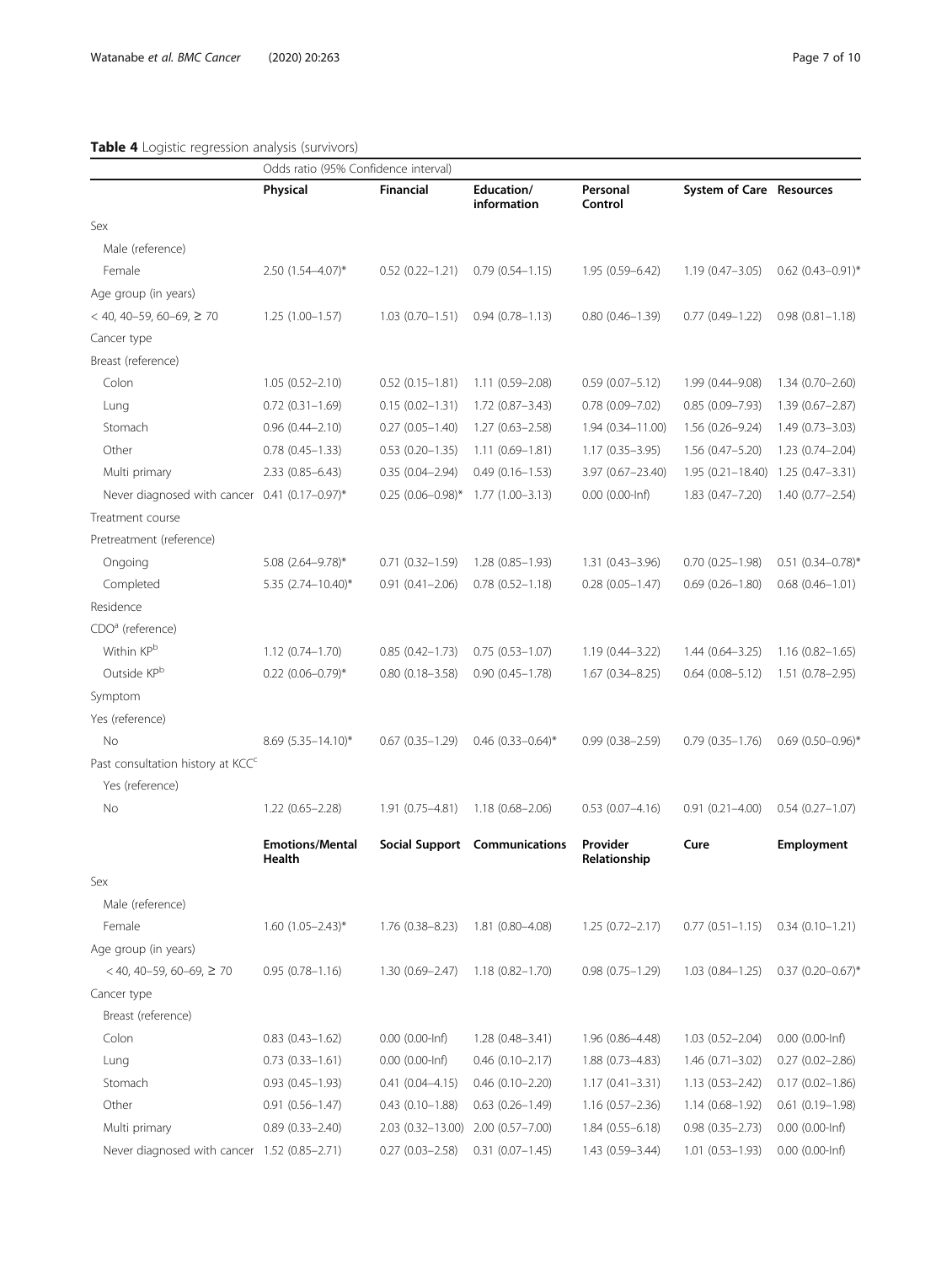**Table 4** Logistic regression analysis (survivors)

| | Odds ratio (95% Confidence interval) | | | | | |
|---|---|---|---|---|---|---|
| | **Physical** | **Financial** | **Education/ information** | **Personal Control** | **System of Care** | **Resources** |
| Sex | | | | | | |
| Male (reference) | | | | | | |
| Female | 2.50 (1.54–4.07)* | 0.52 (0.22–1.21) | 0.79 (0.54–1.15) | 1.95 (0.59–6.42) | 1.19 (0.47–3.05) | 0.62 (0.43–0.91)* |
| Age group (in years) | | | | | | |
| < 40, 40–59, 60–69, ≥ 70 | 1.25 (1.00–1.57) | 1.03 (0.70–1.51) | 0.94 (0.78–1.13) | 0.80 (0.46–1.39) | 0.77 (0.49–1.22) | 0.98 (0.81–1.18) |
| Cancer type | | | | | | |
| Breast (reference) | | | | | | |
| Colon | 1.05 (0.52–2.10) | 0.52 (0.15–1.81) | 1.11 (0.59–2.08) | 0.59 (0.07–5.12) | 1.99 (0.44–9.08) | 1.34 (0.70–2.60) |
| Lung | 0.72 (0.31–1.69) | 0.15 (0.02–1.31) | 1.72 (0.87–3.43) | 0.78 (0.09–7.02) | 0.85 (0.09–7.93) | 1.39 (0.67–2.87) |
| Stomach | 0.96 (0.44–2.10) | 0.27 (0.05–1.40) | 1.27 (0.63–2.58) | 1.94 (0.34–11.00) | 1.56 (0.26–9.24) | 1.49 (0.73–3.03) |
| Other | 0.78 (0.45–1.33) | 0.53 (0.20–1.35) | 1.11 (0.69–1.81) | 1.17 (0.35–3.95) | 1.56 (0.47–5.20) | 1.23 (0.74–2.04) |
| Multi primary | 2.33 (0.85–6.43) | 0.35 (0.04–2.94) | 0.49 (0.16–1.53) | 3.97 (0.67–23.40) | 1.95 (0.21–18.40) | 1.25 (0.47–3.31) |
| Never diagnosed with cancer | 0.41 (0.17–0.97)* | 0.25 (0.06–0.98)* | 1.77 (1.00–3.13) | 0.00 (0.00-Inf) | 1.83 (0.47–7.20) | 1.40 (0.77–2.54) |
| Treatment course | | | | | | |
| Pretreatment (reference) | | | | | | |
| Ongoing | 5.08 (2.64–9.78)* | 0.71 (0.32–1.59) | 1.28 (0.85–1.93) | 1.31 (0.43–3.96) | 0.70 (0.25–1.98) | 0.51 (0.34–0.78)* |
| Completed | 5.35 (2.74–10.40)* | 0.91 (0.41–2.06) | 0.78 (0.52–1.18) | 0.28 (0.05–1.47) | 0.69 (0.26–1.80) | 0.68 (0.46–1.01) |
| Residence | | | | | | |
| CDO[a] (reference) | | | | | | |
| Within KP[b] | 1.12 (0.74–1.70) | 0.85 (0.42–1.73) | 0.75 (0.53–1.07) | 1.19 (0.44–3.22) | 1.44 (0.64–3.25) | 1.16 (0.82–1.65) |
| Outside KP[b] | 0.22 (0.06–0.79)* | 0.80 (0.18–3.58) | 0.90 (0.45–1.78) | 1.67 (0.34–8.25) | 0.64 (0.08–5.12) | 1.51 (0.78–2.95) |
| Symptom | | | | | | |
| Yes (reference) | | | | | | |
| No | 8.69 (5.35–14.10)* | 0.67 (0.35–1.29) | 0.46 (0.33–0.64)* | 0.99 (0.38–2.59) | 0.79 (0.35–1.76) | 0.69 (0.50–0.96)* |
| Past consultation history at KCC[c] | | | | | | |
| Yes (reference) | | | | | | |
| No | 1.22 (0.65–2.28) | 1.91 (0.75–4.81) | 1.18 (0.68–2.06) | 0.53 (0.07–4.16) | 0.91 (0.21–4.00) | 0.54 (0.27–1.07) |
| | **Emotions/Mental Health** | **Social Support** | **Communications** | **Provider Relationship** | **Cure** | **Employment** |
| Sex | | | | | | |
| Male (reference) | | | | | | |
| Female | 1.60 (1.05–2.43)* | 1.76 (0.38–8.23) | 1.81 (0.80–4.08) | 1.25 (0.72–2.17) | 0.77 (0.51–1.15) | 0.34 (0.10–1.21) |
| Age group (in years) | | | | | | |
| < 40, 40–59, 60–69, ≥ 70 | 0.95 (0.78–1.16) | 1.30 (0.69–2.47) | 1.18 (0.82–1.70) | 0.98 (0.75–1.29) | 1.03 (0.84–1.25) | 0.37 (0.20–0.67)* |
| Cancer type | | | | | | |
| Breast (reference) | | | | | | |
| Colon | 0.83 (0.43–1.62) | 0.00 (0.00-Inf) | 1.28 (0.48–3.41) | 1.96 (0.86–4.48) | 1.03 (0.52–2.04) | 0.00 (0.00-Inf) |
| Lung | 0.73 (0.33–1.61) | 0.00 (0.00-Inf) | 0.46 (0.10–2.17) | 1.88 (0.73–4.83) | 1.46 (0.71–3.02) | 0.27 (0.02–2.86) |
| Stomach | 0.93 (0.45–1.93) | 0.41 (0.04–4.15) | 0.46 (0.10–2.20) | 1.17 (0.41–3.31) | 1.13 (0.53–2.42) | 0.17 (0.02–1.86) |
| Other | 0.91 (0.56–1.47) | 0.43 (0.10–1.88) | 0.63 (0.26–1.49) | 1.16 (0.57–2.36) | 1.14 (0.68–1.92) | 0.61 (0.19–1.98) |
| Multi primary | 0.89 (0.33–2.40) | 2.03 (0.32–13.00) | 2.00 (0.57–7.00) | 1.84 (0.55–6.18) | 0.98 (0.35–2.73) | 0.00 (0.00-Inf) |
| Never diagnosed with cancer | 1.52 (0.85–2.71) | 0.27 (0.03–2.58) | 0.31 (0.07–1.45) | 1.43 (0.59–3.44) | 1.01 (0.53–1.93) | 0.00 (0.00-Inf) |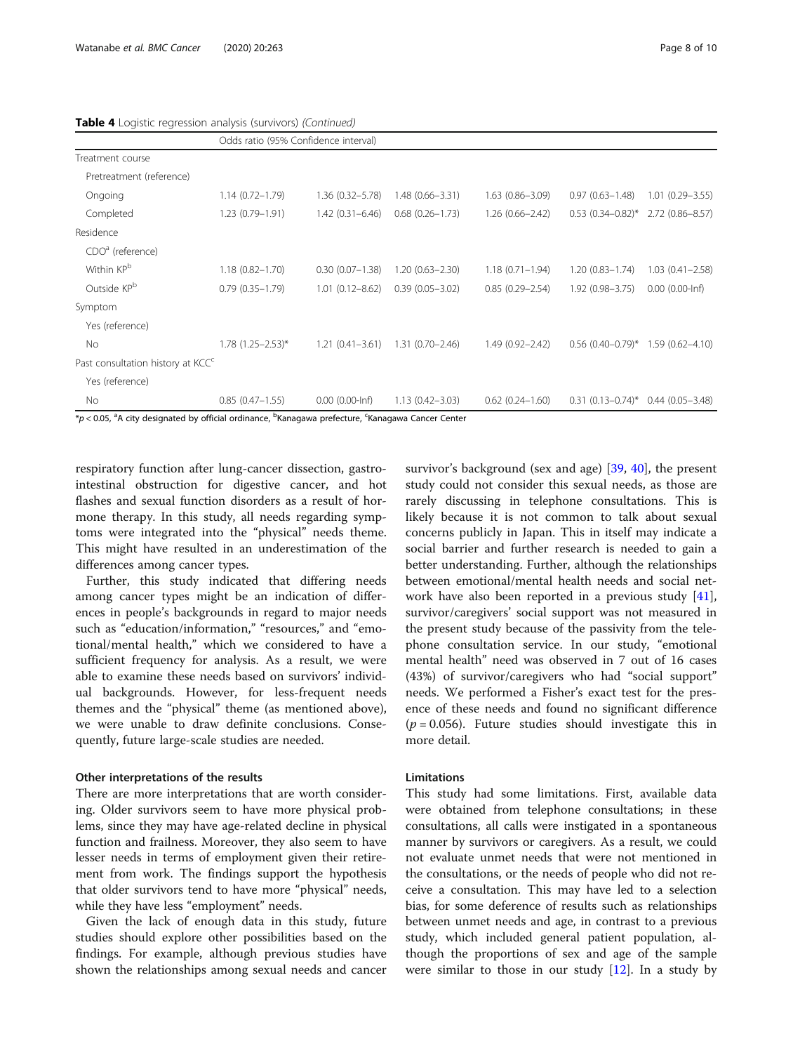**Table 4** Logistic regression analysis (survivors) *(Continued)*

| | Odds ratio (95% Confidence interval) | | | | | |
|---|---|---|---|---|---|---|
| Treatment course | | | | | | |
| Pretreatment (reference) | | | | | | |
| Ongoing | 1.14 (0.72–1.79) | 1.36 (0.32–5.78) | 1.48 (0.66–3.31) | 1.63 (0.86–3.09) | 0.97 (0.63–1.48) | 1.01 (0.29–3.55) |
| Completed | 1.23 (0.79–1.91) | 1.42 (0.31–6.46) | 0.68 (0.26–1.73) | 1.26 (0.66–2.42) | 0.53 (0.34–0.82)* | 2.72 (0.86–8.57) |
| Residence | | | | | | |
| CDO[a] (reference) | | | | | | |
| Within KP[b] | 1.18 (0.82–1.70) | 0.30 (0.07–1.38) | 1.20 (0.63–2.30) | 1.18 (0.71–1.94) | 1.20 (0.83–1.74) | 1.03 (0.41–2.58) |
| Outside KP[b] | 0.79 (0.35–1.79) | 1.01 (0.12–8.62) | 0.39 (0.05–3.02) | 0.85 (0.29–2.54) | 1.92 (0.98–3.75) | 0.00 (0.00-Inf) |
| Symptom | | | | | | |
| Yes (reference) | | | | | | |
| No | 1.78 (1.25–2.53)* | 1.21 (0.41–3.61) | 1.31 (0.70–2.46) | 1.49 (0.92–2.42) | 0.56 (0.40–0.79)* | 1.59 (0.62–4.10) |
| Past consultation history at KCC[c] | | | | | | |
| Yes (reference) | | | | | | |
| No | 0.85 (0.47–1.55) | 0.00 (0.00-Inf) | 1.13 (0.42–3.03) | 0.62 (0.24–1.60) | 0.31 (0.13–0.74)* | 0.44 (0.05–3.48) |

*$p < 0.05$, [a]A city designated by official ordinance, [b]Kanagawa prefecture, [c]Kanagawa Cancer Center

respiratory function after lung-cancer dissection, gastrointestinal obstruction for digestive cancer, and hot flashes and sexual function disorders as a result of hormone therapy. In this study, all needs regarding symptoms were integrated into the "physical" needs theme. This might have resulted in an underestimation of the differences among cancer types.

Further, this study indicated that differing needs among cancer types might be an indication of differences in people's backgrounds in regard to major needs such as "education/information," "resources," and "emotional/mental health," which we considered to have a sufficient frequency for analysis. As a result, we were able to examine these needs based on survivors' individual backgrounds. However, for less-frequent needs themes and the "physical" theme (as mentioned above), we were unable to draw definite conclusions. Consequently, future large-scale studies are needed.

### Other interpretations of the results

There are more interpretations that are worth considering. Older survivors seem to have more physical problems, since they may have age-related decline in physical function and frailness. Moreover, they also seem to have lesser needs in terms of employment given their retirement from work. The findings support the hypothesis that older survivors tend to have more "physical" needs, while they have less "employment" needs.

Given the lack of enough data in this study, future studies should explore other possibilities based on the findings. For example, although previous studies have shown the relationships among sexual needs and cancer survivor's background (sex and age) [39, 40], the present study could not consider this sexual needs, as those are rarely discussing in telephone consultations. This is likely because it is not common to talk about sexual concerns publicly in Japan. This in itself may indicate a social barrier and further research is needed to gain a better understanding. Further, although the relationships between emotional/mental health needs and social network have also been reported in a previous study [41], survivor/caregivers' social support was not measured in the present study because of the passivity from the telephone consultation service. In our study, "emotional mental health" need was observed in 7 out of 16 cases (43%) of survivor/caregivers who had "social support" needs. We performed a Fisher's exact test for the presence of these needs and found no significant difference ($p = 0.056$). Future studies should investigate this in more detail.

### Limitations

This study had some limitations. First, available data were obtained from telephone consultations; in these consultations, all calls were instigated in a spontaneous manner by survivors or caregivers. As a result, we could not evaluate unmet needs that were not mentioned in the consultations, or the needs of people who did not receive a consultation. This may have led to a selection bias, for some deference of results such as relationships between unmet needs and age, in contrast to a previous study, which included general patient population, although the proportions of sex and age of the sample were similar to those in our study [12]. In a study by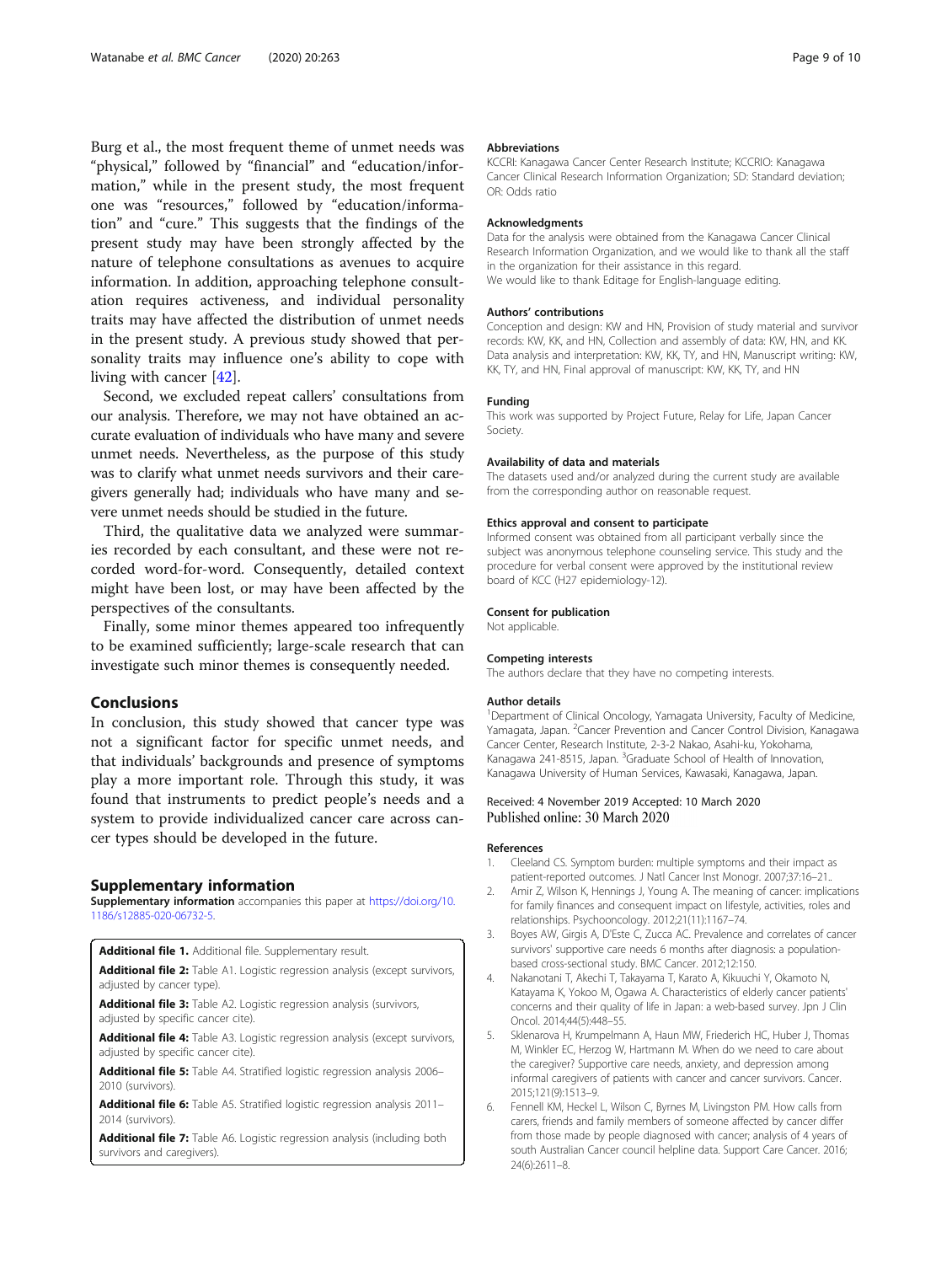Burg et al., the most frequent theme of unmet needs was "physical," followed by "financial" and "education/information," while in the present study, the most frequent one was "resources," followed by "education/information" and "cure." This suggests that the findings of the present study may have been strongly affected by the nature of telephone consultations as avenues to acquire information. In addition, approaching telephone consultation requires activeness, and individual personality traits may have affected the distribution of unmet needs in the present study. A previous study showed that personality traits may influence one's ability to cope with living with cancer [42].

Second, we excluded repeat callers' consultations from our analysis. Therefore, we may not have obtained an accurate evaluation of individuals who have many and severe unmet needs. Nevertheless, as the purpose of this study was to clarify what unmet needs survivors and their caregivers generally had; individuals who have many and severe unmet needs should be studied in the future.

Third, the qualitative data we analyzed were summaries recorded by each consultant, and these were not recorded word-for-word. Consequently, detailed context might have been lost, or may have been affected by the perspectives of the consultants.

Finally, some minor themes appeared too infrequently to be examined sufficiently; large-scale research that can investigate such minor themes is consequently needed.

## Conclusions

In conclusion, this study showed that cancer type was not a significant factor for specific unmet needs, and that individuals' backgrounds and presence of symptoms play a more important role. Through this study, it was found that instruments to predict people's needs and a system to provide individualized cancer care across cancer types should be developed in the future.

## Supplementary information

**Supplementary information** accompanies this paper at https://doi.org/10.1186/s12885-020-06732-5.

**Additional file 1.** Additional file. Supplementary result.

**Additional file 2:** Table A1. Logistic regression analysis (except survivors, adjusted by cancer type).

**Additional file 3:** Table A2. Logistic regression analysis (survivors, adjusted by specific cancer cite).

**Additional file 4:** Table A3. Logistic regression analysis (except survivors, adjusted by specific cancer cite).

**Additional file 5:** Table A4. Stratified logistic regression analysis 2006–2010 (survivors).

**Additional file 6:** Table A5. Stratified logistic regression analysis 2011–2014 (survivors).

**Additional file 7:** Table A6. Logistic regression analysis (including both survivors and caregivers).

#### Abbreviations

KCCRI: Kanagawa Cancer Center Research Institute; KCCRIO: Kanagawa Cancer Clinical Research Information Organization; SD: Standard deviation; OR: Odds ratio

#### Acknowledgments

Data for the analysis were obtained from the Kanagawa Cancer Clinical Research Information Organization, and we would like to thank all the staff in the organization for their assistance in this regard.
We would like to thank Editage for English-language editing.

#### Authors' contributions

Conception and design: KW and HN, Provision of study material and survivor records: KW, KK, and HN, Collection and assembly of data: KW, HN, and KK. Data analysis and interpretation: KW, KK, TY, and HN, Manuscript writing: KW, KK, TY, and HN, Final approval of manuscript: KW, KK, TY, and HN

#### Funding

This work was supported by Project Future, Relay for Life, Japan Cancer Society.

#### Availability of data and materials

The datasets used and/or analyzed during the current study are available from the corresponding author on reasonable request.

#### Ethics approval and consent to participate

Informed consent was obtained from all participant verbally since the subject was anonymous telephone counseling service. This study and the procedure for verbal consent were approved by the institutional review board of KCC (H27 epidemiology-12).

#### Consent for publication

Not applicable.

#### Competing interests

The authors declare that they have no competing interests.

#### Author details

[1]Department of Clinical Oncology, Yamagata University, Faculty of Medicine, Yamagata, Japan. [2]Cancer Prevention and Cancer Control Division, Kanagawa Cancer Center, Research Institute, 2-3-2 Nakao, Asahi-ku, Yokohama, Kanagawa 241-8515, Japan. [3]Graduate School of Health of Innovation, Kanagawa University of Human Services, Kawasaki, Kanagawa, Japan.

Received: 4 November 2019 Accepted: 10 March 2020
Published online: 30 March 2020

#### References

1. Cleeland CS. Symptom burden: multiple symptoms and their impact as patient-reported outcomes. J Natl Cancer Inst Monogr. 2007;37:16–21..
2. Amir Z, Wilson K, Hennings J, Young A. The meaning of cancer: implications for family finances and consequent impact on lifestyle, activities, roles and relationships. Psychooncology. 2012;21(11):1167–74.
3. Boyes AW, Girgis A, D'Este C, Zucca AC. Prevalence and correlates of cancer survivors' supportive care needs 6 months after diagnosis: a population-based cross-sectional study. BMC Cancer. 2012;12:150.
4. Nakanotani T, Akechi T, Takayama T, Karato A, Kikuuchi Y, Okamoto N, Katayama K, Yokoo M, Ogawa A. Characteristics of elderly cancer patients' concerns and their quality of life in Japan: a web-based survey. Jpn J Clin Oncol. 2014;44(5):448–55.
5. Sklenarova H, Krumpelmann A, Haun MW, Friederich HC, Huber J, Thomas M, Winkler EC, Herzog W, Hartmann M. When do we need to care about the caregiver? Supportive care needs, anxiety, and depression among informal caregivers of patients with cancer and cancer survivors. Cancer. 2015;121(9):1513–9.
6. Fennell KM, Heckel L, Wilson C, Byrnes M, Livingston PM. How calls from carers, friends and family members of someone affected by cancer differ from those made by people diagnosed with cancer; analysis of 4 years of south Australian Cancer council helpline data. Support Care Cancer. 2016; 24(6):2611–8.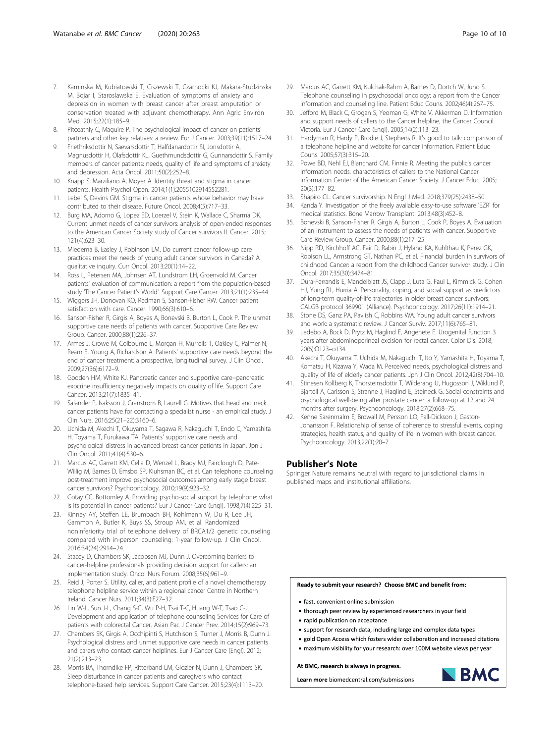7. Kaminska M, Kubiatowski T, Ciszewski T, Czarnocki KJ, Makara-Studzinska M, Bojar I, Staroslawska E. Evaluation of symptoms of anxiety and depression in women with breast cancer after breast amputation or conservation treated with adjuvant chemotherapy. Ann Agric Environ Med. 2015;22(1):185–9.
8. Pitceathly C, Maguire P. The psychological impact of cancer on patients' partners and other key relatives: a review. Eur J Cancer. 2003;39(11):1517–24.
9. Friethriksdottir N, Saevarsdottir T, Halfdanardottir SI, Jonsdottir A, Magnusdottir H, Olafsdottir KL, Guethmundsdottir G, Gunnarsdottir S. Family members of cancer patients: needs, quality of life and symptoms of anxiety and depression. Acta Oncol. 2011;50(2):252–8.
10. Knapp S, Marziliano A, Moyer A. Identity threat and stigma in cancer patients. Health Psychol Open. 2014;1(1):2055102914552281.
11. Lebel S, Devins GM. Stigma in cancer patients whose behavior may have contributed to their disease. Future Oncol. 2008;4(5):717–33.
12. Burg MA, Adorno G, Lopez ED, Loerzel V, Stein K, Wallace C, Sharma DK. Current unmet needs of cancer survivors: analysis of open-ended responses to the American Cancer Society study of Cancer survivors II. Cancer. 2015; 121(4):623–30.
13. Miedema B, Easley J, Robinson LM. Do current cancer follow-up care practices meet the needs of young adult cancer survivors in Canada? A qualitative inquiry. Curr Oncol. 2013;20(1):14–22.
14. Ross L, Petersen MA, Johnsen AT, Lundstrom LH, Groenvold M. Cancer patients' evaluation of communication: a report from the population-based study 'The Cancer Patient's World'. Support Care Cancer. 2013;21(1):235–44.
15. Wiggers JH, Donovan KO, Redman S, Sanson-Fisher RW. Cancer patient satisfaction with care. Cancer. 1990;66(3):610–6.
16. Sanson-Fisher R, Girgis A, Boyes A, Bonevski B, Burton L, Cook P. The unmet supportive care needs of patients with cancer. Supportive Care Review Group. Cancer. 2000;88(1):226–37.
17. Armes J, Crowe M, Colbourne L, Morgan H, Murrells T, Oakley C, Palmer N, Ream E, Young A, Richardson A. Patients' supportive care needs beyond the end of cancer treatment: a prospective, longitudinal survey. J Clin Oncol. 2009;27(36):6172–9.
18. Gooden HM, White KJ. Pancreatic cancer and supportive care--pancreatic exocrine insufficiency negatively impacts on quality of life. Support Care Cancer. 2013;21(7):1835–41.
19. Salander P, Isaksson J, Granstrom B, Laurell G. Motives that head and neck cancer patients have for contacting a specialist nurse - an empirical study. J Clin Nurs. 2016;25(21–22):3160–6.
20. Uchida M, Akechi T, Okuyama T, Sagawa R, Nakaguchi T, Endo C, Yamashita H, Toyama T, Furukawa TA. Patients' supportive care needs and psychological distress in advanced breast cancer patients in Japan. Jpn J Clin Oncol. 2011;41(4):530–6.
21. Marcus AC, Garrett KM, Cella D, Wenzel L, Brady MJ, Fairclough D, Pate-Willig M, Barnes D, Emsbo SP, Kluhsman BC, et al. Can telephone counseling post-treatment improve psychosocial outcomes among early stage breast cancer survivors? Psychooncology. 2010;19(9):923–32.
22. Gotay CC, Bottomley A. Providing psycho-social support by telephone: what is its potential in cancer patients? Eur J Cancer Care (Engl). 1998;7(4):225–31.
23. Kinney AY, Steffen LE, Brumbach BH, Kohlmann W, Du R, Lee JH, Gammon A, Butler K, Buys SS, Stroup AM, et al. Randomized noninferiority trial of telephone delivery of BRCA1/2 genetic counseling compared with in-person counseling: 1-year follow-up. J Clin Oncol. 2016;34(24):2914–24.
24. Stacey D, Chambers SK, Jacobsen MJ, Dunn J. Overcoming barriers to cancer-helpline professionals providing decision support for callers: an implementation study. Oncol Nurs Forum. 2008;35(6):961–9.
25. Reid J, Porter S. Utility, caller, and patient profile of a novel chemotherapy telephone helpline service within a regional cancer Centre in Northern Ireland. Cancer Nurs. 2011;34(3):E27–32.
26. Lin W-L, Sun J-L, Chang S-C, Wu P-H, Tsai T-C, Huang W-T, Tsao C-J. Development and application of telephone counseling Services for Care of patients with colorectal Cancer. Asian Pac J Cancer Prev. 2014;15(2):969–73.
27. Chambers SK, Girgis A, Occhipinti S, Hutchison S, Turner J, Morris B, Dunn J. Psychological distress and unmet supportive care needs in cancer patients and carers who contact cancer helplines. Eur J Cancer Care (Engl). 2012; 21(2):213–23.
28. Morris BA, Thorndike FP, Ritterband LM, Glozier N, Dunn J, Chambers SK. Sleep disturbance in cancer patients and caregivers who contact telephone-based help services. Support Care Cancer. 2015;23(4):1113–20.
29. Marcus AC, Garrett KM, Kulchak-Rahm A, Barnes D, Dortch W, Juno S. Telephone counseling in psychosocial oncology: a report from the Cancer information and counseling line. Patient Educ Couns. 2002;46(4):267–75.
30. Jefford M, Black C, Grogan S, Yeoman G, White V, Akkerman D. Information and support needs of callers to the Cancer helpline, the Cancer Council Victoria. Eur J Cancer Care (Engl). 2005;14(2):113–23.
31. Hardyman R, Hardy P, Brodie J, Stephens R. It's good to talk: comparison of a telephone helpline and website for cancer information. Patient Educ Couns. 2005;57(3):315–20.
32. Powe BD, Nehl EJ, Blanchard CM, Finnie R. Meeting the public's cancer information needs: characteristics of callers to the National Cancer Information Center of the American Cancer Society. J Cancer Educ. 2005; 20(3):177–82.
33. Shapiro CL. Cancer survivorship. N Engl J Med. 2018;379(25):2438–50.
34. Kanda Y. Investigation of the freely available easy-to-use software 'EZR' for medical statistics. Bone Marrow Transplant. 2013;48(3):452–8.
35. Bonevski B, Sanson-Fisher R, Girgis A, Burton L, Cook P, Boyes A. Evaluation of an instrument to assess the needs of patients with cancer. Supportive Care Review Group. Cancer. 2000;88(1):217–25.
36. Nipp RD, Kirchhoff AC, Fair D, Rabin J, Hyland KA, Kuhlthau K, Perez GK, Robison LL, Armstrong GT, Nathan PC, et al. Financial burden in survivors of childhood Cancer: a report from the childhood Cancer survivor study. J Clin Oncol. 2017;35(30):3474–81.
37. Dura-Ferrandis E, Mandelblatt JS, Clapp J, Luta G, Faul L, Kimmick G, Cohen HJ, Yung RL, Hurria A. Personality, coping, and social support as predictors of long-term quality-of-life trajectories in older breast cancer survivors: CALGB protocol 369901 (Alliance). Psychooncology. 2017;26(11):1914–21.
38. Stone DS, Ganz PA, Pavlish C, Robbins WA. Young adult cancer survivors and work: a systematic review. J Cancer Surviv. 2017;11(6):765–81.
39. Ledebo A, Bock D, Prytz M, Haglind E, Angenete E. Urogenital function 3 years after abdominoperineal excision for rectal cancer. Color Dis. 2018; 20(6):O123–o134.
40. Akechi T, Okuyama T, Uchida M, Nakaguchi T, Ito Y, Yamashita H, Toyama T, Komatsu H, Kizawa Y, Wada M. Perceived needs, psychological distress and quality of life of elderly cancer patients. Jpn J Clin Oncol. 2012;42(8):704–10.
41. Stinesen Kollberg K, Thorsteinsdottir T, Wilderang U, Hugosson J, Wiklund P, Bjartell A, Carlsson S, Stranne J, Haglind E, Steineck G. Social constraints and psychological well-being after prostate cancer: a follow-up at 12 and 24 months after surgery. Psychooncology. 2018;27(2):668–75.
42. Kenne Sarenmalm E, Browall M, Persson LO, Fall-Dickson J, Gaston-Johansson F. Relationship of sense of coherence to stressful events, coping strategies, health status, and quality of life in women with breast cancer. Psychooncology. 2013;22(1):20–7.

## Publisher's Note

Springer Nature remains neutral with regard to jurisdictional claims in published maps and institutional affiliations.

**Ready to submit your research? Choose BMC and benefit from:**

- fast, convenient online submission
- thorough peer review by experienced researchers in your field
- rapid publication on acceptance
- support for research data, including large and complex data types
- gold Open Access which fosters wider collaboration and increased citations
- maximum visibility for your research: over 100M website views per year

**At BMC, research is always in progress.**

**Learn more** biomedcentral.com/submissions

BMC